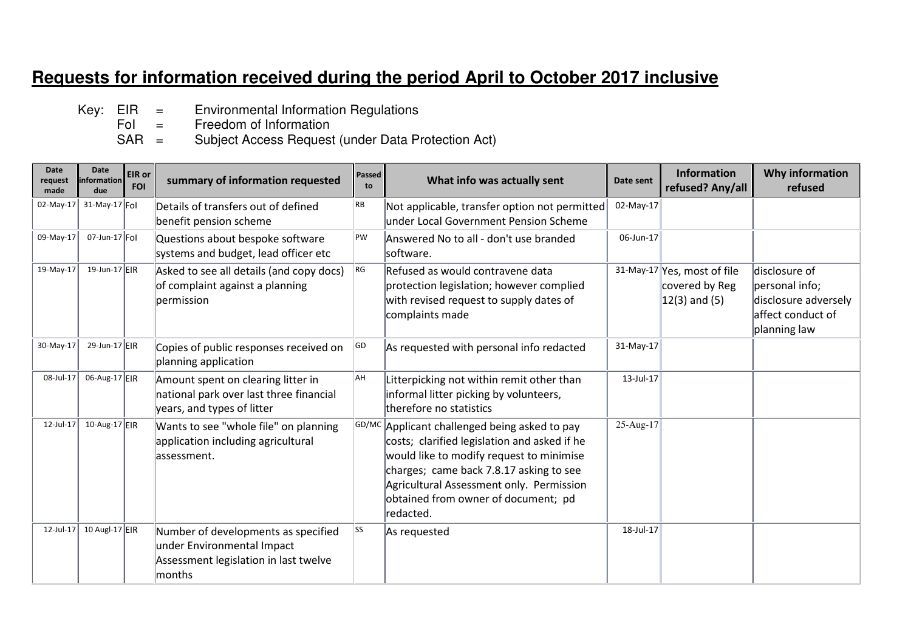# Requests for information received during the period April to October 2017 inclusive

Key: EIR = Environmental Information Regulations
FoI = Freedom of Information
SAR = Subject Access Request (under Data Protection Act)

| Date request made | Date information due | EIR or FOI | summary of information requested | Passed to | What info was actually sent | Date sent | Information refused? Any/all | Why information refused |
|---|---|---|---|---|---|---|---|---|
| 02-May-17 | 31-May-17 | FoI | Details of transfers out of defined benefit pension scheme | RB | Not applicable, transfer option not permitted under Local Government Pension Scheme | 02-May-17 | | |
| 09-May-17 | 07-Jun-17 | FoI | Questions about bespoke software systems and budget, lead officer etc | PW | Answered No to all - don't use branded software. | 06-Jun-17 | | |
| 19-May-17 | 19-Jun-17 | EIR | Asked to see all details (and copy docs) of complaint against a planning permission | RG | Refused as would contravene data protection legislation; however complied with revised request to supply dates of complaints made | 31-May-17 | Yes, most of file covered by Reg 12(3) and (5) | disclosure of personal info; disclosure adversely affect conduct of planning law |
| 30-May-17 | 29-Jun-17 | EIR | Copies of public responses received on planning application | GD | As requested with personal info redacted | 31-May-17 | | |
| 08-Jul-17 | 06-Aug-17 | EIR | Amount spent on clearing litter in national park over last three financial years, and types of litter | AH | Litterpicking not within remit other than informal litter picking by volunteers, therefore no statistics | 13-Jul-17 | | |
| 12-Jul-17 | 10-Aug-17 | EIR | Wants to see "whole file" on planning application including agricultural assessment. | GD/MC | Applicant challenged being asked to pay costs; clarified legislation and asked if he would like to modify request to minimise charges; came back 7.8.17 asking to see Agricultural Assessment only. Permission obtained from owner of document; pd redacted. | 25-Aug-17 | | |
| 12-Jul-17 | 10 Augl-17 | EIR | Number of developments as specified under Environmental Impact Assessment legislation in last twelve months | SS | As requested | 18-Jul-17 | | |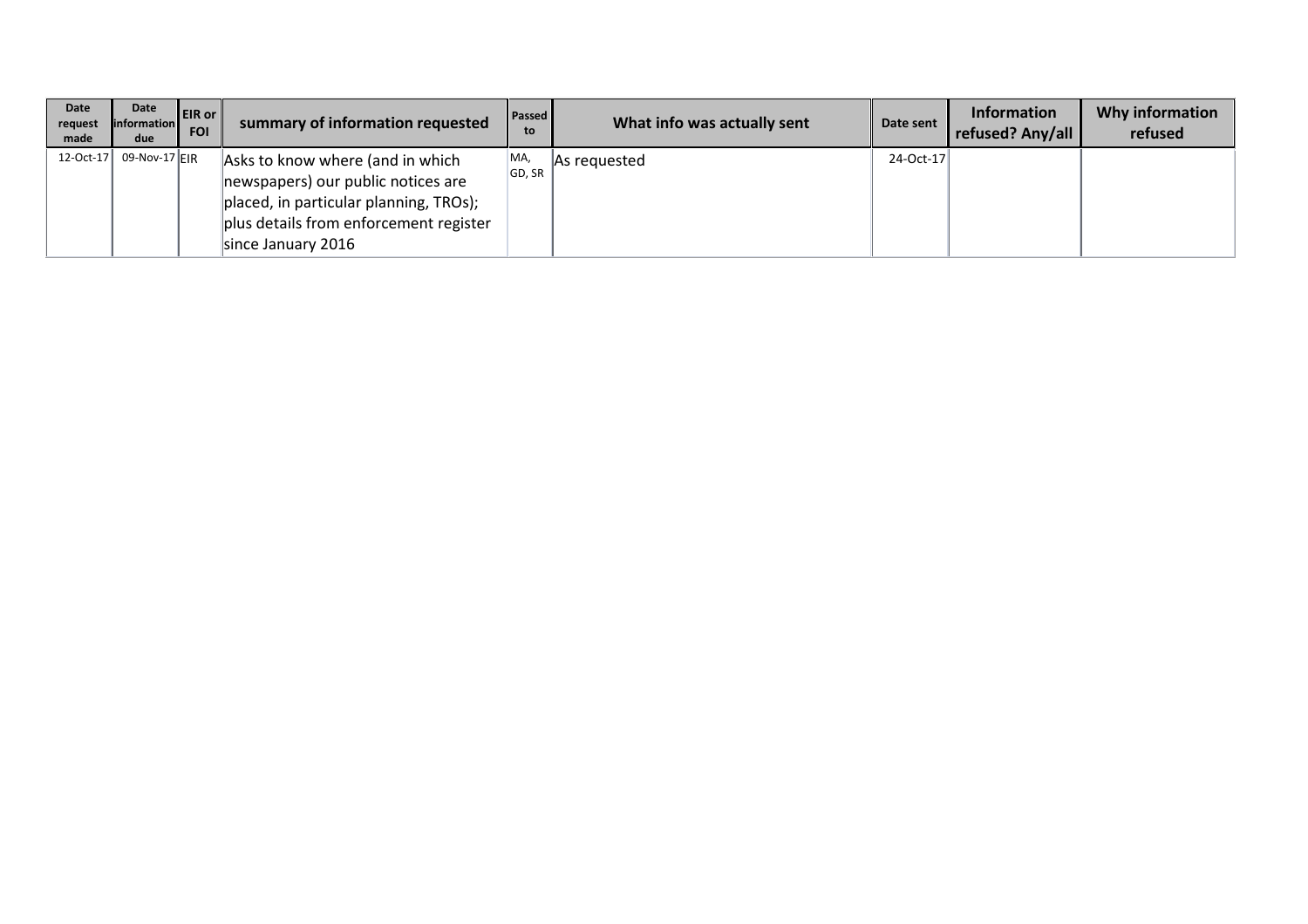| Date request made | Date information due | EIR or FOI | summary of information requested | Passed to | What info was actually sent | Date sent | Information refused? Any/all | Why information refused |
| --- | --- | --- | --- | --- | --- | --- | --- | --- |
| 12-Oct-17 | 09-Nov-17 | EIR | Asks to know where (and in which newspapers) our public notices are placed, in particular planning, TROs); plus details from enforcement register since January 2016 | MA, GD, SR | As requested | 24-Oct-17 | | |